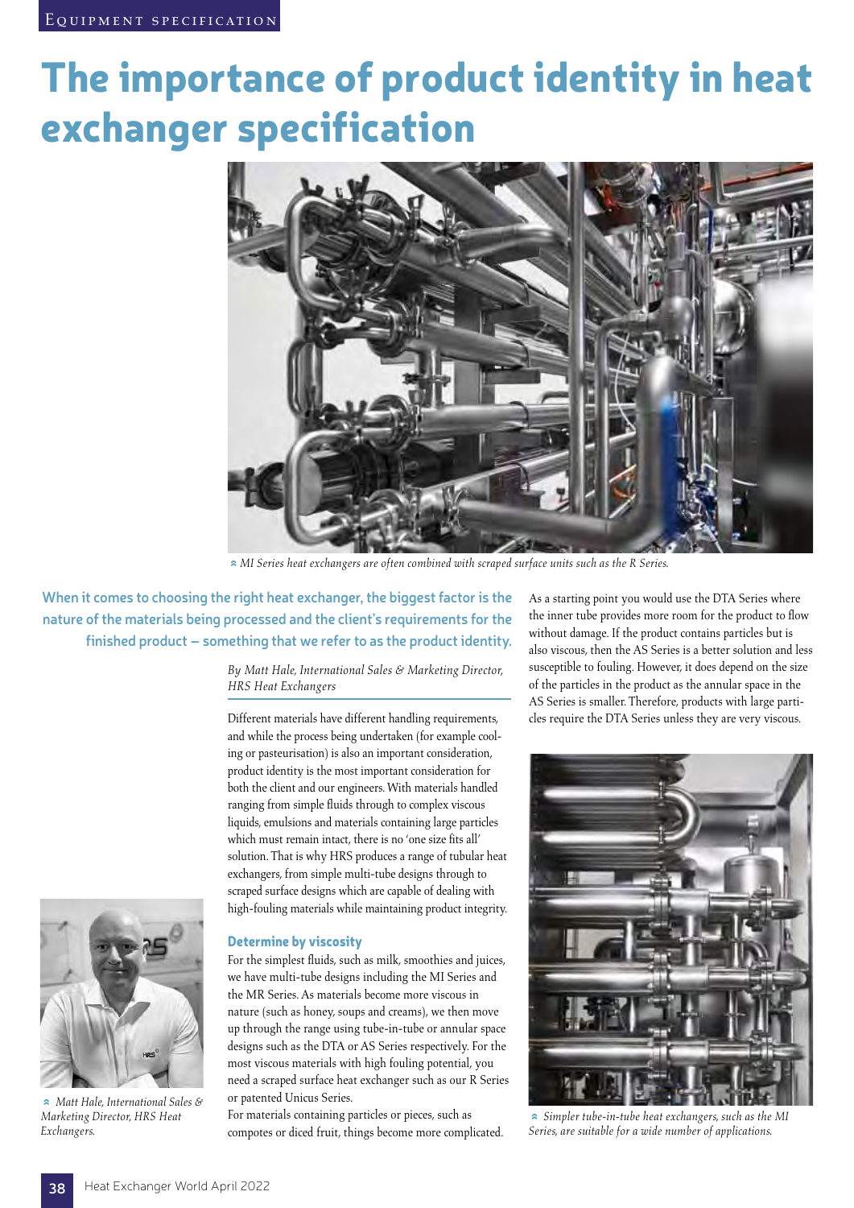# The importance of product identity in heat exchanger specification

MI Series heat exchangers are often combined with scraped surface units such as the R Series.

**When it comes to choosing the right heat exchanger, the biggest factor is the nature of the materials being processed and the client's requirements for the finished product – something that we refer to as the product identity.**

*By Matt Hale, International Sales & Marketing Director, HRS Heat Exchangers*

Different materials have different handling requirements, and while the process being undertaken (for example cooling or pasteurisation) is also an important consideration, product identity is the most important consideration for both the client and our engineers. With materials handled ranging from simple fluids through to complex viscous liquids, emulsions and materials containing large particles which must remain intact, there is no 'one size fits all' solution. That is why HRS produces a range of tubular heat exchangers, from simple multi-tube designs through to scraped surface designs which are capable of dealing with high-fouling materials while maintaining product integrity.

Matt Hale, International Sales & Marketing Director, HRS Heat Exchangers.

## Determine by viscosity

For the simplest fluids, such as milk, smoothies and juices, we have multi-tube designs including the MI Series and the MR Series. As materials become more viscous in nature (such as honey, soups and creams), we then move up through the range using tube-in-tube or annular space designs such as the DTA or AS Series respectively. For the most viscous materials with high fouling potential, you need a scraped surface heat exchanger such as our R Series or patented Unicus Series.

For materials containing particles or pieces, such as compotes or diced fruit, things become more complicated. As a starting point you would use the DTA Series where the inner tube provides more room for the product to flow without damage. If the product contains particles but is also viscous, then the AS Series is a better solution and less susceptible to fouling. However, it does depend on the size of the particles in the product as the annular space in the AS Series is smaller. Therefore, products with large particles require the DTA Series unless they are very viscous.

Simpler tube-in-tube heat exchangers, such as the MI Series, are suitable for a wide number of applications.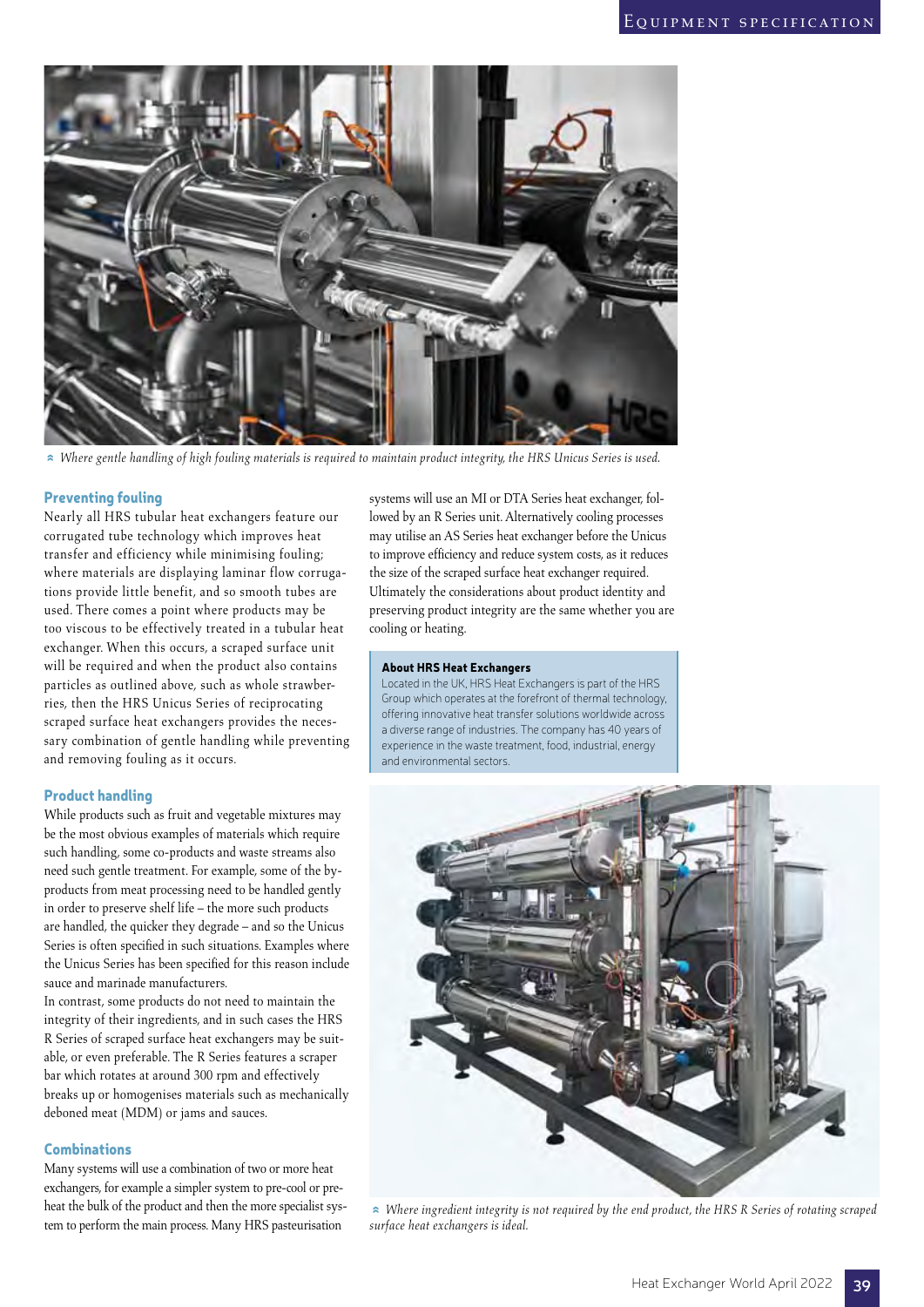*Where gentle handling of high fouling materials is required to maintain product integrity, the HRS Unicus Series is used.*

## Preventing fouling

Nearly all HRS tubular heat exchangers feature our corrugated tube technology which improves heat transfer and efficiency while minimising fouling; where materials are displaying laminar flow corrugations provide little benefit, and so smooth tubes are used. There comes a point where products may be too viscous to be effectively treated in a tubular heat exchanger. When this occurs, a scraped surface unit will be required and when the product also contains particles as outlined above, such as whole strawberries, then the HRS Unicus Series of reciprocating scraped surface heat exchangers provides the necessary combination of gentle handling while preventing and removing fouling as it occurs.

## Product handling

While products such as fruit and vegetable mixtures may be the most obvious examples of materials which require such handling, some co-products and waste streams also need such gentle treatment. For example, some of the by-products from meat processing need to be handled gently in order to preserve shelf life – the more such products are handled, the quicker they degrade – and so the Unicus Series is often specified in such situations. Examples where the Unicus Series has been specified for this reason include sauce and marinade manufacturers.

In contrast, some products do not need to maintain the integrity of their ingredients, and in such cases the HRS R Series of scraped surface heat exchangers may be suitable, or even preferable. The R Series features a scraper bar which rotates at around 300 rpm and effectively breaks up or homogenises materials such as mechanically deboned meat (MDM) or jams and sauces.

## Combinations

Many systems will use a combination of two or more heat exchangers, for example a simpler system to pre-cool or pre-heat the bulk of the product and then the more specialist system to perform the main process. Many HRS pasteurisation systems will use an MI or DTA Series heat exchanger, followed by an R Series unit. Alternatively cooling processes may utilise an AS Series heat exchanger before the Unicus to improve efficiency and reduce system costs, as it reduces the size of the scraped surface heat exchanger required. Ultimately the considerations about product identity and preserving product integrity are the same whether you are cooling or heating.

**About HRS Heat Exchangers**

Located in the UK, HRS Heat Exchangers is part of the HRS Group which operates at the forefront of thermal technology, offering innovative heat transfer solutions worldwide across a diverse range of industries. The company has 40 years of experience in the waste treatment, food, industrial, energy and environmental sectors.

*Where ingredient integrity is not required by the end product, the HRS R Series of rotating scraped surface heat exchangers is ideal.*